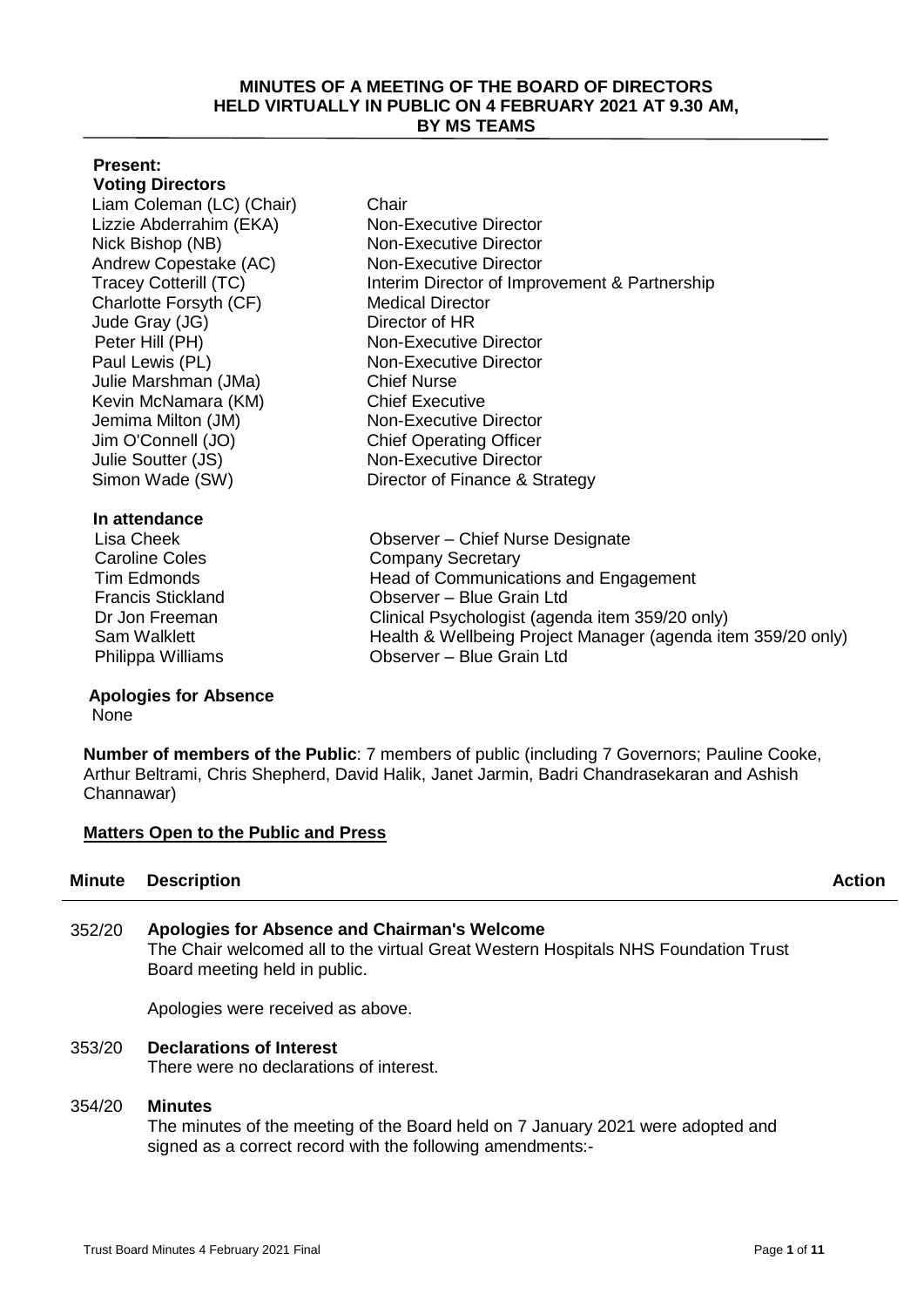# MINUTES OF A MEETING OF THE BOARD OF DIRECTORS HELD VIRTUALLY IN PUBLIC ON 4 FEBRUARY 2021 AT 9.30 AM, BY MS TEAMS

**Present:**

**Voting Directors**

| | |
|---|---|
| Liam Coleman (LC) (Chair) | Chair |
| Lizzie Abderrahim (EKA) | Non-Executive Director |
| Nick Bishop (NB) | Non-Executive Director |
| Andrew Copestake (AC) | Non-Executive Director |
| Tracey Cotterill (TC) | Interim Director of Improvement & Partnership |
| Charlotte Forsyth (CF) | Medical Director |
| Jude Gray (JG) | Director of HR |
| Peter Hill (PH) | Non-Executive Director |
| Paul Lewis (PL) | Non-Executive Director |
| Julie Marshman (JMa) | Chief Nurse |
| Kevin McNamara (KM) | Chief Executive |
| Jemima Milton (JM) | Non-Executive Director |
| Jim O'Connell (JO) | Chief Operating Officer |
| Julie Soutter (JS) | Non-Executive Director |
| Simon Wade (SW) | Director of Finance & Strategy |

**In attendance**

| | |
|---|---|
| Lisa Cheek | Observer – Chief Nurse Designate |
| Caroline Coles | Company Secretary |
| Tim Edmonds | Head of Communications and Engagement |
| Francis Stickland | Observer – Blue Grain Ltd |
| Dr Jon Freeman | Clinical Psychologist (agenda item 359/20 only) |
| Sam Walklett | Health & Wellbeing Project Manager (agenda item 359/20 only) |
| Philippa Williams | Observer – Blue Grain Ltd |

**Apologies for Absence**

None

**Number of members of the Public**: 7 members of public (including 7 Governors; Pauline Cooke, Arthur Beltrami, Chris Shepherd, David Halik, Janet Jarmin, Badri Chandrasekaran and Ashish Channawar)

**Matters Open to the Public and Press**

| Minute | Description | Action |
|---|---|---|
| 352/20 | **Apologies for Absence and Chairman's Welcome**<br>The Chair welcomed all to the virtual Great Western Hospitals NHS Foundation Trust Board meeting held in public.<br><br>Apologies were received as above. | |
| 353/20 | **Declarations of Interest**<br>There were no declarations of interest. | |
| 354/20 | **Minutes**<br>The minutes of the meeting of the Board held on 7 January 2021 were adopted and signed as a correct record with the following amendments:- | |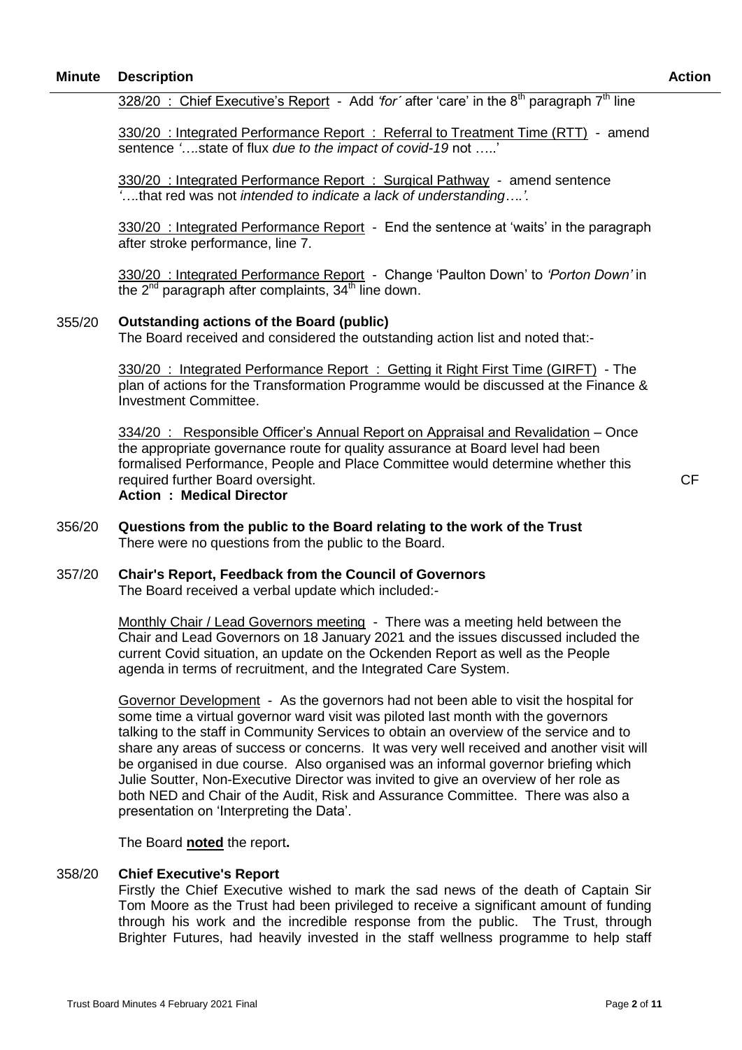| Minute | Description | Action |
|---|---|---|
| | <u>328/20 : Chief Executive's Report</u> - Add *'for'* after 'care' in the 8th paragraph 7th line | |
| | <u>330/20 : Integrated Performance Report : Referral to Treatment Time (RTT)</u> - amend sentence *'….*state of flux *due to the impact of covid-19* not …..' | |
| | <u>330/20 : Integrated Performance Report : Surgical Pathway</u> - amend sentence *'….*that red was not *intended to indicate a lack of understanding….'.* | |
| | <u>330/20 : Integrated Performance Report</u> - End the sentence at 'waits' in the paragraph after stroke performance, line 7. | |
| | <u>330/20 : Integrated Performance Report</u> - Change 'Paulton Down' to *'Porton Down'* in the 2nd paragraph after complaints, 34th line down. | |
| 355/20 | **Outstanding actions of the Board (public)**<br>The Board received and considered the outstanding action list and noted that:- | |
| | <u>330/20 : Integrated Performance Report : Getting it Right First Time (GIRFT)</u> - The plan of actions for the Transformation Programme would be discussed at the Finance & Investment Committee. | |
| | <u>334/20 : Responsible Officer's Annual Report on Appraisal and Revalidation</u> – Once the appropriate governance route for quality assurance at Board level had been formalised Performance, People and Place Committee would determine whether this required further Board oversight.<br>**Action : Medical Director** | CF |
| 356/20 | **Questions from the public to the Board relating to the work of the Trust**<br>There were no questions from the public to the Board. | |
| 357/20 | **Chair's Report, Feedback from the Council of Governors**<br>The Board received a verbal update which included:- | |
| | <u>Monthly Chair / Lead Governors meeting</u> - There was a meeting held between the Chair and Lead Governors on 18 January 2021 and the issues discussed included the current Covid situation, an update on the Ockenden Report as well as the People agenda in terms of recruitment, and the Integrated Care System. | |
| | <u>Governor Development</u> - As the governors had not been able to visit the hospital for some time a virtual governor ward visit was piloted last month with the governors talking to the staff in Community Services to obtain an overview of the service and to share any areas of success or concerns. It was very well received and another visit will be organised in due course. Also organised was an informal governor briefing which Julie Soutter, Non-Executive Director was invited to give an overview of her role as both NED and Chair of the Audit, Risk and Assurance Committee. There was also a presentation on 'Interpreting the Data'. | |
| | The Board **<u>noted</u>** the report**.** | |
| 358/20 | **Chief Executive's Report**<br>Firstly the Chief Executive wished to mark the sad news of the death of Captain Sir Tom Moore as the Trust had been privileged to receive a significant amount of funding through his work and the incredible response from the public. The Trust, through Brighter Futures, had heavily invested in the staff wellness programme to help staff | |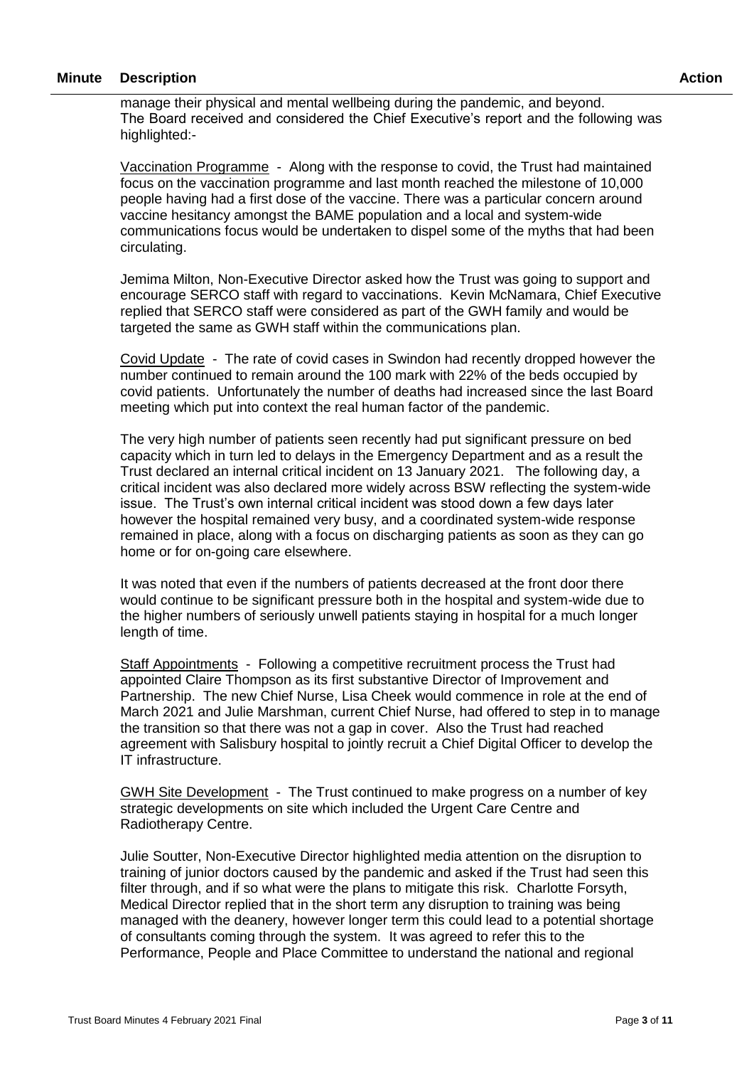| Minute | Description | Action |
|---|---|---|

manage their physical and mental wellbeing during the pandemic, and beyond.
The Board received and considered the Chief Executive's report and the following was highlighted:-

Vaccination Programme - Along with the response to covid, the Trust had maintained focus on the vaccination programme and last month reached the milestone of 10,000 people having had a first dose of the vaccine. There was a particular concern around vaccine hesitancy amongst the BAME population and a local and system-wide communications focus would be undertaken to dispel some of the myths that had been circulating.

Jemima Milton, Non-Executive Director asked how the Trust was going to support and encourage SERCO staff with regard to vaccinations. Kevin McNamara, Chief Executive replied that SERCO staff were considered as part of the GWH family and would be targeted the same as GWH staff within the communications plan.

Covid Update - The rate of covid cases in Swindon had recently dropped however the number continued to remain around the 100 mark with 22% of the beds occupied by covid patients. Unfortunately the number of deaths had increased since the last Board meeting which put into context the real human factor of the pandemic.

The very high number of patients seen recently had put significant pressure on bed capacity which in turn led to delays in the Emergency Department and as a result the Trust declared an internal critical incident on 13 January 2021. The following day, a critical incident was also declared more widely across BSW reflecting the system-wide issue. The Trust's own internal critical incident was stood down a few days later however the hospital remained very busy, and a coordinated system-wide response remained in place, along with a focus on discharging patients as soon as they can go home or for on-going care elsewhere.

It was noted that even if the numbers of patients decreased at the front door there would continue to be significant pressure both in the hospital and system-wide due to the higher numbers of seriously unwell patients staying in hospital for a much longer length of time.

Staff Appointments - Following a competitive recruitment process the Trust had appointed Claire Thompson as its first substantive Director of Improvement and Partnership. The new Chief Nurse, Lisa Cheek would commence in role at the end of March 2021 and Julie Marshman, current Chief Nurse, had offered to step in to manage the transition so that there was not a gap in cover. Also the Trust had reached agreement with Salisbury hospital to jointly recruit a Chief Digital Officer to develop the IT infrastructure.

GWH Site Development - The Trust continued to make progress on a number of key strategic developments on site which included the Urgent Care Centre and Radiotherapy Centre.

Julie Soutter, Non-Executive Director highlighted media attention on the disruption to training of junior doctors caused by the pandemic and asked if the Trust had seen this filter through, and if so what were the plans to mitigate this risk. Charlotte Forsyth, Medical Director replied that in the short term any disruption to training was being managed with the deanery, however longer term this could lead to a potential shortage of consultants coming through the system. It was agreed to refer this to the Performance, People and Place Committee to understand the national and regional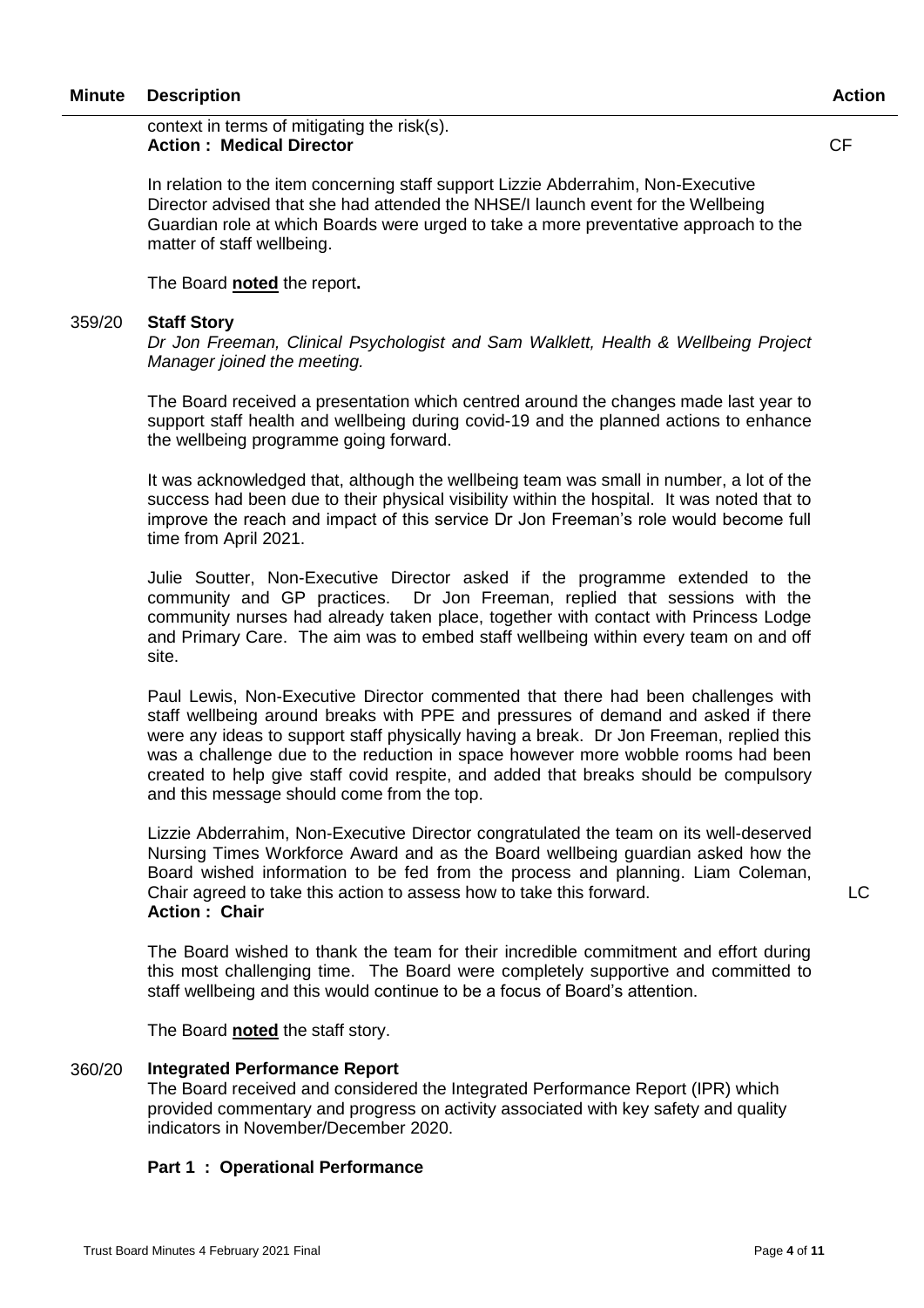| Minute | Description | Action |
|---|---|---|
| | context in terms of mitigating the risk(s). **Action : Medical Director** | CF |
| | In relation to the item concerning staff support Lizzie Abderrahim, Non-Executive Director advised that she had attended the NHSE/I launch event for the Wellbeing Guardian role at which Boards were urged to take a more preventative approach to the matter of staff wellbeing. | |
| | The Board **noted** the report**.** | |
| 359/20 | **Staff Story** | |
| | *Dr Jon Freeman, Clinical Psychologist and Sam Walklett, Health & Wellbeing Project Manager joined the meeting.* | |
| | The Board received a presentation which centred around the changes made last year to support staff health and wellbeing during covid-19 and the planned actions to enhance the wellbeing programme going forward. | |
| | It was acknowledged that, although the wellbeing team was small in number, a lot of the success had been due to their physical visibility within the hospital. It was noted that to improve the reach and impact of this service Dr Jon Freeman's role would become full time from April 2021. | |
| | Julie Soutter, Non-Executive Director asked if the programme extended to the community and GP practices. Dr Jon Freeman, replied that sessions with the community nurses had already taken place, together with contact with Princess Lodge and Primary Care. The aim was to embed staff wellbeing within every team on and off site. | |
| | Paul Lewis, Non-Executive Director commented that there had been challenges with staff wellbeing around breaks with PPE and pressures of demand and asked if there were any ideas to support staff physically having a break. Dr Jon Freeman, replied this was a challenge due to the reduction in space however more wobble rooms had been created to help give staff covid respite, and added that breaks should be compulsory and this message should come from the top. | |
| | Lizzie Abderrahim, Non-Executive Director congratulated the team on its well-deserved Nursing Times Workforce Award and as the Board wellbeing guardian asked how the Board wished information to be fed from the process and planning. Liam Coleman, Chair agreed to take this action to assess how to take this forward. **Action : Chair** | LC |
| | The Board wished to thank the team for their incredible commitment and effort during this most challenging time. The Board were completely supportive and committed to staff wellbeing and this would continue to be a focus of Board's attention. | |
| | The Board **noted** the staff story. | |
| 360/20 | **Integrated Performance Report** | |
| | The Board received and considered the Integrated Performance Report (IPR) which provided commentary and progress on activity associated with key safety and quality indicators in November/December 2020. | |
| | **Part 1 : Operational Performance** | |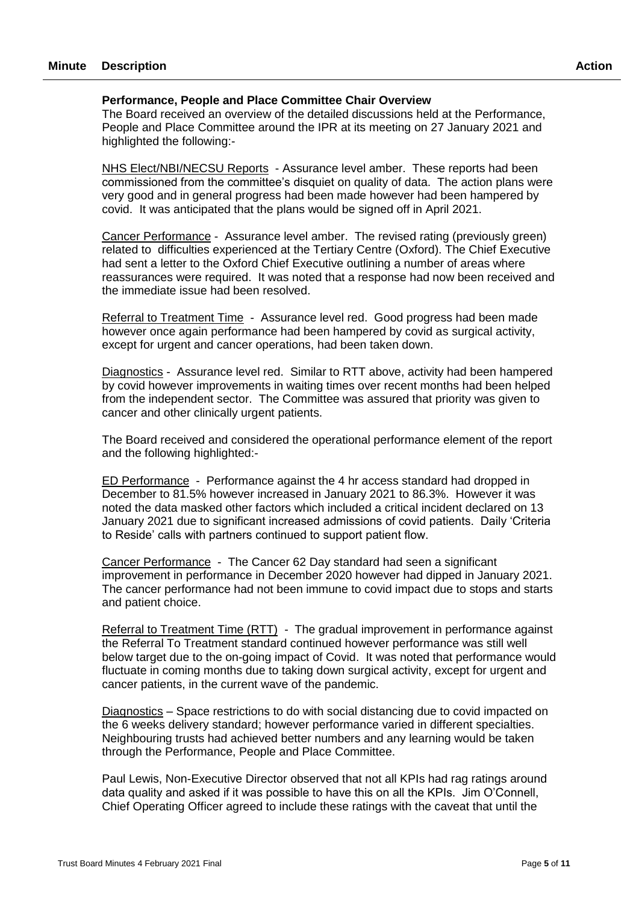| Minute | Description | Action |
|---|---|---|

**Performance, People and Place Committee Chair Overview**

The Board received an overview of the detailed discussions held at the Performance, People and Place Committee around the IPR at its meeting on 27 January 2021 and highlighted the following:-

NHS Elect/NBI/NECSU Reports - Assurance level amber. These reports had been commissioned from the committee's disquiet on quality of data. The action plans were very good and in general progress had been made however had been hampered by covid. It was anticipated that the plans would be signed off in April 2021.

Cancer Performance - Assurance level amber. The revised rating (previously green) related to difficulties experienced at the Tertiary Centre (Oxford). The Chief Executive had sent a letter to the Oxford Chief Executive outlining a number of areas where reassurances were required. It was noted that a response had now been received and the immediate issue had been resolved.

Referral to Treatment Time - Assurance level red. Good progress had been made however once again performance had been hampered by covid as surgical activity, except for urgent and cancer operations, had been taken down.

Diagnostics - Assurance level red. Similar to RTT above, activity had been hampered by covid however improvements in waiting times over recent months had been helped from the independent sector. The Committee was assured that priority was given to cancer and other clinically urgent patients.

The Board received and considered the operational performance element of the report and the following highlighted:-

ED Performance - Performance against the 4 hr access standard had dropped in December to 81.5% however increased in January 2021 to 86.3%. However it was noted the data masked other factors which included a critical incident declared on 13 January 2021 due to significant increased admissions of covid patients. Daily 'Criteria to Reside' calls with partners continued to support patient flow.

Cancer Performance - The Cancer 62 Day standard had seen a significant improvement in performance in December 2020 however had dipped in January 2021. The cancer performance had not been immune to covid impact due to stops and starts and patient choice.

Referral to Treatment Time (RTT) - The gradual improvement in performance against the Referral To Treatment standard continued however performance was still well below target due to the on-going impact of Covid. It was noted that performance would fluctuate in coming months due to taking down surgical activity, except for urgent and cancer patients, in the current wave of the pandemic.

Diagnostics – Space restrictions to do with social distancing due to covid impacted on the 6 weeks delivery standard; however performance varied in different specialties. Neighbouring trusts had achieved better numbers and any learning would be taken through the Performance, People and Place Committee.

Paul Lewis, Non-Executive Director observed that not all KPIs had rag ratings around data quality and asked if it was possible to have this on all the KPIs. Jim O'Connell, Chief Operating Officer agreed to include these ratings with the caveat that until the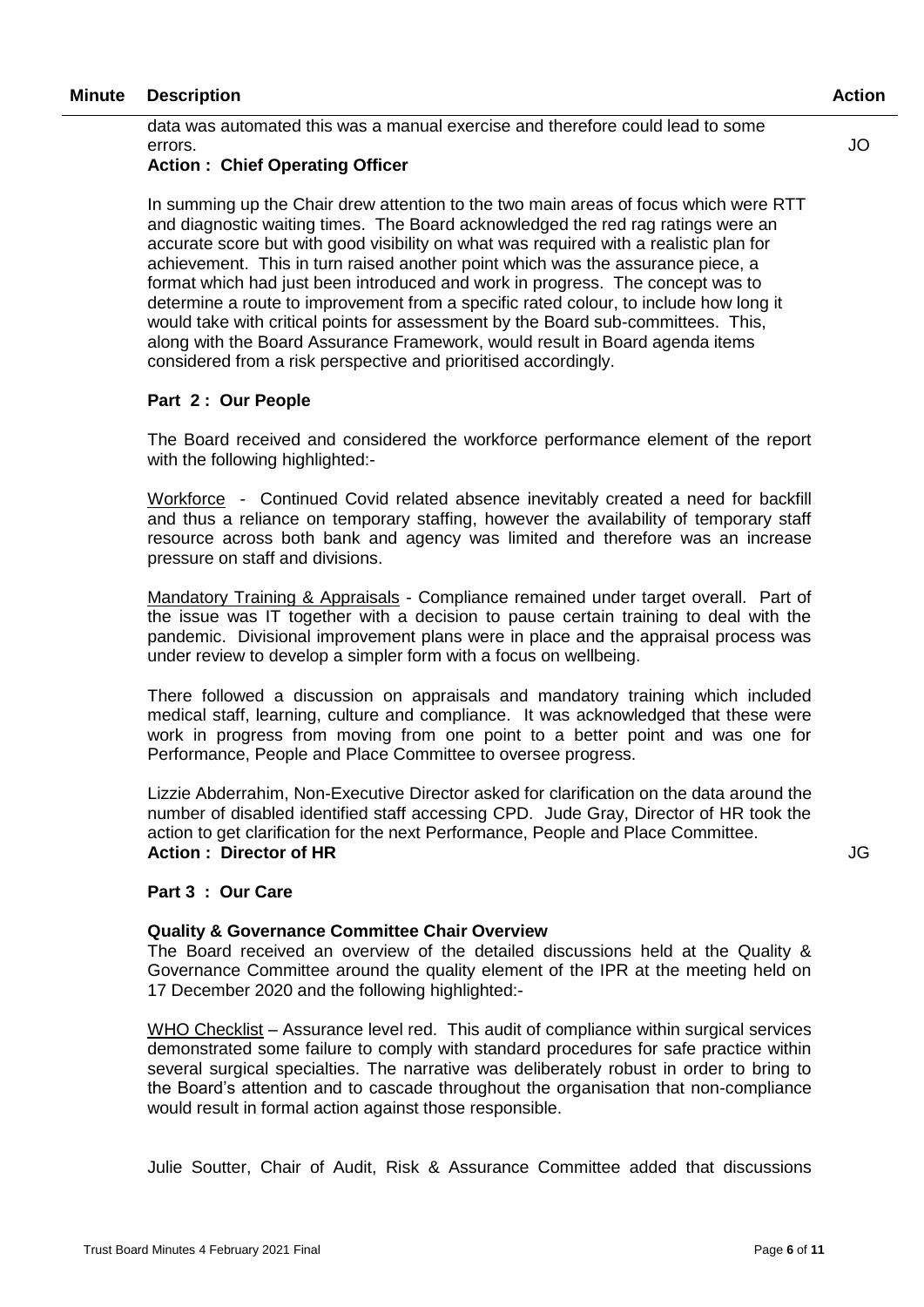| Minute | Description | Action |
|---|---|---|

data was automated this was a manual exercise and therefore could lead to some errors.

**Action : Chief Operating Officer** — JO

In summing up the Chair drew attention to the two main areas of focus which were RTT and diagnostic waiting times. The Board acknowledged the red rag ratings were an accurate score but with good visibility on what was required with a realistic plan for achievement. This in turn raised another point which was the assurance piece, a format which had just been introduced and work in progress. The concept was to determine a route to improvement from a specific rated colour, to include how long it would take with critical points for assessment by the Board sub-committees. This, along with the Board Assurance Framework, would result in Board agenda items considered from a risk perspective and prioritised accordingly.

**Part 2 : Our People**

The Board received and considered the workforce performance element of the report with the following highlighted:-

Workforce - Continued Covid related absence inevitably created a need for backfill and thus a reliance on temporary staffing, however the availability of temporary staff resource across both bank and agency was limited and therefore was an increase pressure on staff and divisions.

Mandatory Training & Appraisals - Compliance remained under target overall. Part of the issue was IT together with a decision to pause certain training to deal with the pandemic. Divisional improvement plans were in place and the appraisal process was under review to develop a simpler form with a focus on wellbeing.

There followed a discussion on appraisals and mandatory training which included medical staff, learning, culture and compliance. It was acknowledged that these were work in progress from moving from one point to a better point and was one for Performance, People and Place Committee to oversee progress.

Lizzie Abderrahim, Non-Executive Director asked for clarification on the data around the number of disabled identified staff accessing CPD. Jude Gray, Director of HR took the action to get clarification for the next Performance, People and Place Committee.

**Action : Director of HR** — JG

**Part 3 : Our Care**

**Quality & Governance Committee Chair Overview**

The Board received an overview of the detailed discussions held at the Quality & Governance Committee around the quality element of the IPR at the meeting held on 17 December 2020 and the following highlighted:-

WHO Checklist – Assurance level red. This audit of compliance within surgical services demonstrated some failure to comply with standard procedures for safe practice within several surgical specialties. The narrative was deliberately robust in order to bring to the Board's attention and to cascade throughout the organisation that non-compliance would result in formal action against those responsible.

Julie Soutter, Chair of Audit, Risk & Assurance Committee added that discussions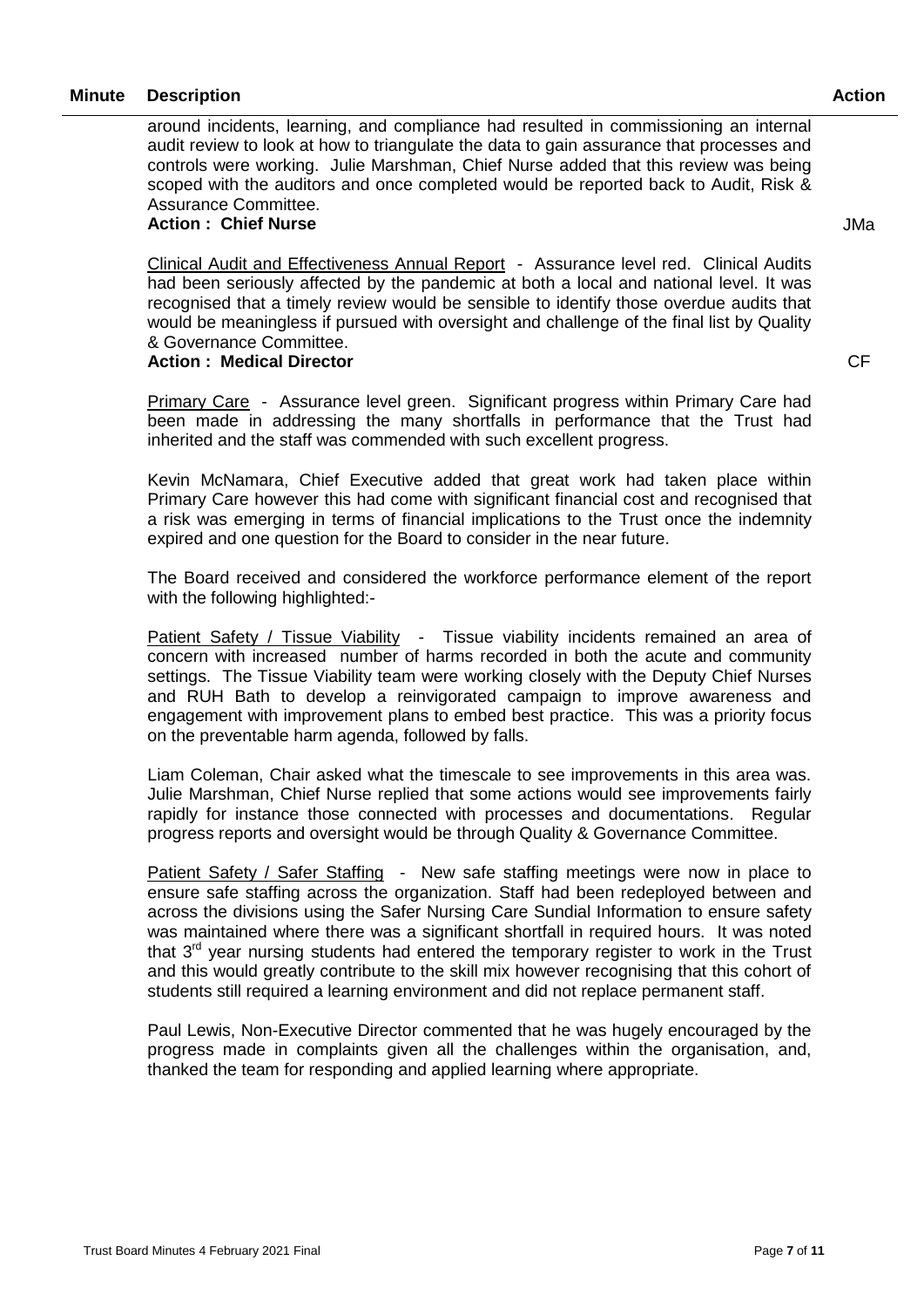| Minute | Description | Action |
|---|---|---|
| | around incidents, learning, and compliance had resulted in commissioning an internal audit review to look at how to triangulate the data to gain assurance that processes and controls were working. Julie Marshman, Chief Nurse added that this review was being scoped with the auditors and once completed would be reported back to Audit, Risk & Assurance Committee. **Action : Chief Nurse** | JMa |
| | Clinical Audit and Effectiveness Annual Report - Assurance level red. Clinical Audits had been seriously affected by the pandemic at both a local and national level. It was recognised that a timely review would be sensible to identify those overdue audits that would be meaningless if pursued with oversight and challenge of the final list by Quality & Governance Committee. **Action : Medical Director** | CF |
| | Primary Care - Assurance level green. Significant progress within Primary Care had been made in addressing the many shortfalls in performance that the Trust had inherited and the staff was commended with such excellent progress. | |
| | Kevin McNamara, Chief Executive added that great work had taken place within Primary Care however this had come with significant financial cost and recognised that a risk was emerging in terms of financial implications to the Trust once the indemnity expired and one question for the Board to consider in the near future. | |
| | The Board received and considered the workforce performance element of the report with the following highlighted:- | |
| | Patient Safety / Tissue Viability - Tissue viability incidents remained an area of concern with increased number of harms recorded in both the acute and community settings. The Tissue Viability team were working closely with the Deputy Chief Nurses and RUH Bath to develop a reinvigorated campaign to improve awareness and engagement with improvement plans to embed best practice. This was a priority focus on the preventable harm agenda, followed by falls. | |
| | Liam Coleman, Chair asked what the timescale to see improvements in this area was. Julie Marshman, Chief Nurse replied that some actions would see improvements fairly rapidly for instance those connected with processes and documentations. Regular progress reports and oversight would be through Quality & Governance Committee. | |
| | Patient Safety / Safer Staffing - New safe staffing meetings were now in place to ensure safe staffing across the organization. Staff had been redeployed between and across the divisions using the Safer Nursing Care Sundial Information to ensure safety was maintained where there was a significant shortfall in required hours. It was noted that 3rd year nursing students had entered the temporary register to work in the Trust and this would greatly contribute to the skill mix however recognising that this cohort of students still required a learning environment and did not replace permanent staff. | |
| | Paul Lewis, Non-Executive Director commented that he was hugely encouraged by the progress made in complaints given all the challenges within the organisation, and, thanked the team for responding and applied learning where appropriate. | |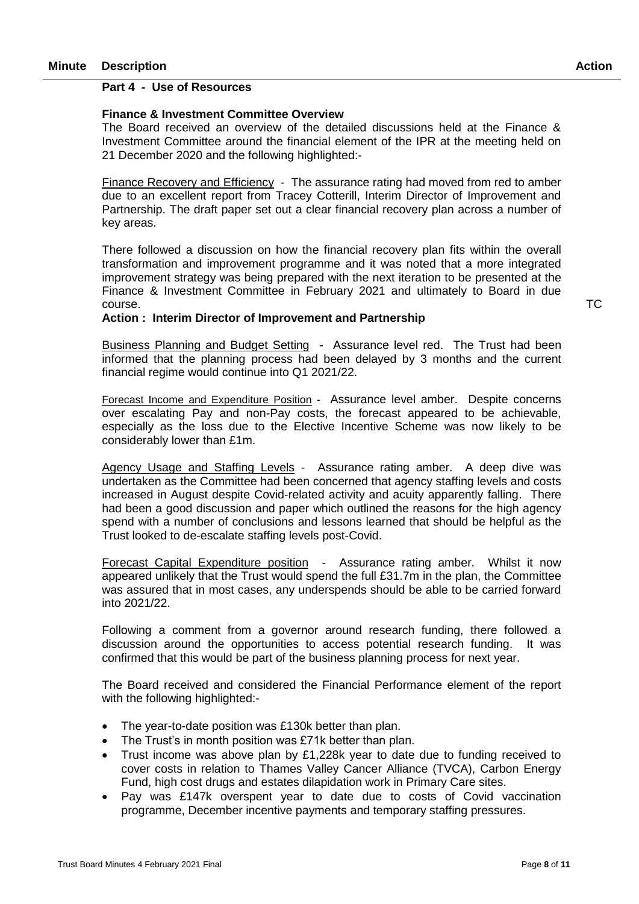| Minute | Description | Action |
|---|---|---|

**Part 4 - Use of Resources**

**Finance & Investment Committee Overview**

The Board received an overview of the detailed discussions held at the Finance & Investment Committee around the financial element of the IPR at the meeting held on 21 December 2020 and the following highlighted:-

Finance Recovery and Efficiency - The assurance rating had moved from red to amber due to an excellent report from Tracey Cotterill, Interim Director of Improvement and Partnership. The draft paper set out a clear financial recovery plan across a number of key areas.

There followed a discussion on how the financial recovery plan fits within the overall transformation and improvement programme and it was noted that a more integrated improvement strategy was being prepared with the next iteration to be presented at the Finance & Investment Committee in February 2021 and ultimately to Board in due course. TC

**Action : Interim Director of Improvement and Partnership**

Business Planning and Budget Setting - Assurance level red. The Trust had been informed that the planning process had been delayed by 3 months and the current financial regime would continue into Q1 2021/22.

Forecast Income and Expenditure Position - Assurance level amber. Despite concerns over escalating Pay and non-Pay costs, the forecast appeared to be achievable, especially as the loss due to the Elective Incentive Scheme was now likely to be considerably lower than £1m.

Agency Usage and Staffing Levels - Assurance rating amber. A deep dive was undertaken as the Committee had been concerned that agency staffing levels and costs increased in August despite Covid-related activity and acuity apparently falling. There had been a good discussion and paper which outlined the reasons for the high agency spend with a number of conclusions and lessons learned that should be helpful as the Trust looked to de-escalate staffing levels post-Covid.

Forecast Capital Expenditure position - Assurance rating amber. Whilst it now appeared unlikely that the Trust would spend the full £31.7m in the plan, the Committee was assured that in most cases, any underspends should be able to be carried forward into 2021/22.

Following a comment from a governor around research funding, there followed a discussion around the opportunities to access potential research funding. It was confirmed that this would be part of the business planning process for next year.

The Board received and considered the Financial Performance element of the report with the following highlighted:-

- The year-to-date position was £130k better than plan.
- The Trust's in month position was £71k better than plan.
- Trust income was above plan by £1,228k year to date due to funding received to cover costs in relation to Thames Valley Cancer Alliance (TVCA), Carbon Energy Fund, high cost drugs and estates dilapidation work in Primary Care sites.
- Pay was £147k overspent year to date due to costs of Covid vaccination programme, December incentive payments and temporary staffing pressures.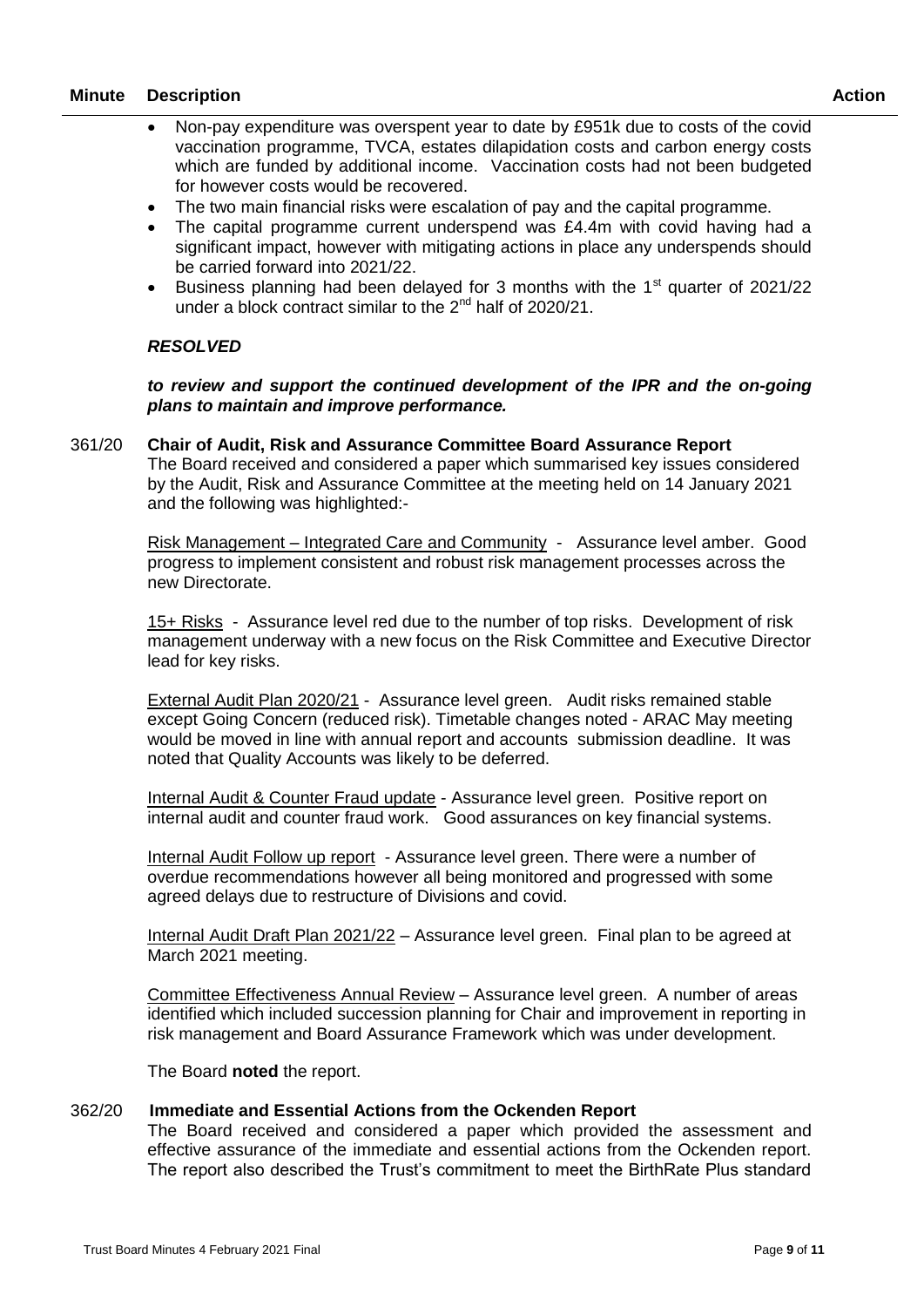| Minute | Description | Action |
|---|---|---|

- Non-pay expenditure was overspent year to date by £951k due to costs of the covid vaccination programme, TVCA, estates dilapidation costs and carbon energy costs which are funded by additional income. Vaccination costs had not been budgeted for however costs would be recovered.
- The two main financial risks were escalation of pay and the capital programme.
- The capital programme current underspend was £4.4m with covid having had a significant impact, however with mitigating actions in place any underspends should be carried forward into 2021/22.
- Business planning had been delayed for 3 months with the 1st quarter of 2021/22 under a block contract similar to the 2nd half of 2020/21.

***RESOLVED***

***to review and support the continued development of the IPR and the on-going plans to maintain and improve performance.***

**361/20 Chair of Audit, Risk and Assurance Committee Board Assurance Report**

The Board received and considered a paper which summarised key issues considered by the Audit, Risk and Assurance Committee at the meeting held on 14 January 2021 and the following was highlighted:-

Risk Management – Integrated Care and Community - Assurance level amber. Good progress to implement consistent and robust risk management processes across the new Directorate.

15+ Risks - Assurance level red due to the number of top risks. Development of risk management underway with a new focus on the Risk Committee and Executive Director lead for key risks.

External Audit Plan 2020/21 - Assurance level green. Audit risks remained stable except Going Concern (reduced risk). Timetable changes noted - ARAC May meeting would be moved in line with annual report and accounts submission deadline. It was noted that Quality Accounts was likely to be deferred.

Internal Audit & Counter Fraud update - Assurance level green. Positive report on internal audit and counter fraud work. Good assurances on key financial systems.

Internal Audit Follow up report - Assurance level green. There were a number of overdue recommendations however all being monitored and progressed with some agreed delays due to restructure of Divisions and covid.

Internal Audit Draft Plan 2021/22 – Assurance level green. Final plan to be agreed at March 2021 meeting.

Committee Effectiveness Annual Review – Assurance level green. A number of areas identified which included succession planning for Chair and improvement in reporting in risk management and Board Assurance Framework which was under development.

The Board **noted** the report.

**362/20 Immediate and Essential Actions from the Ockenden Report**

The Board received and considered a paper which provided the assessment and effective assurance of the immediate and essential actions from the Ockenden report. The report also described the Trust's commitment to meet the BirthRate Plus standard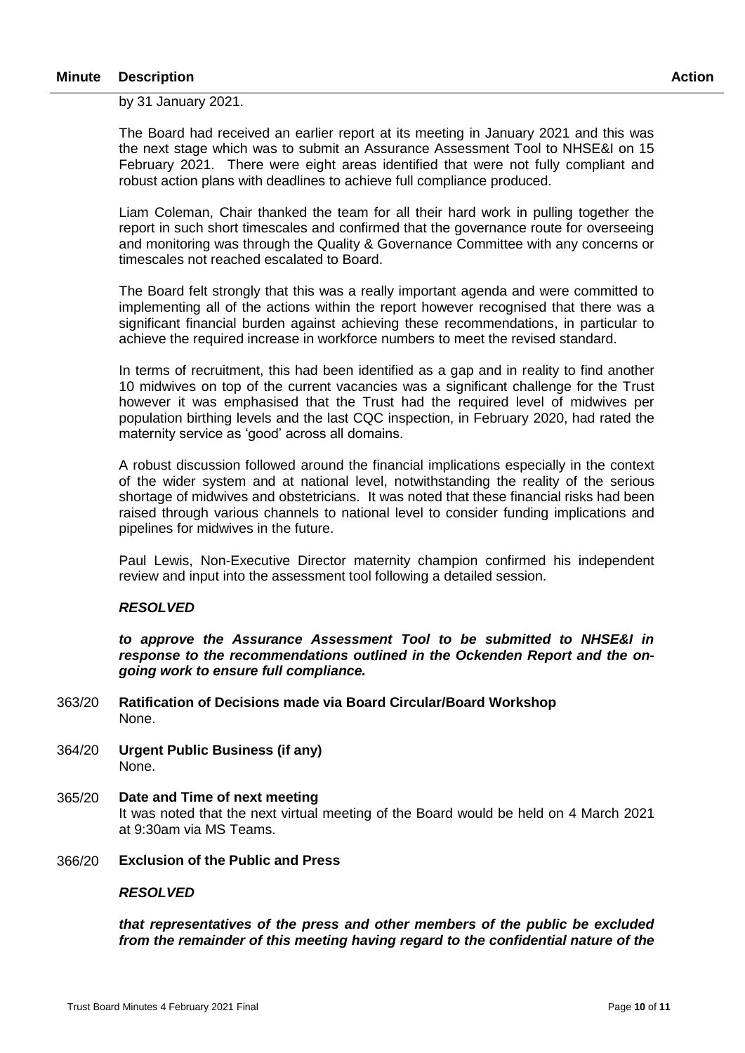| Minute | Description | Action |
|---|---|---|

by 31 January 2021.

The Board had received an earlier report at its meeting in January 2021 and this was the next stage which was to submit an Assurance Assessment Tool to NHSE&I on 15 February 2021. There were eight areas identified that were not fully compliant and robust action plans with deadlines to achieve full compliance produced.

Liam Coleman, Chair thanked the team for all their hard work in pulling together the report in such short timescales and confirmed that the governance route for overseeing and monitoring was through the Quality & Governance Committee with any concerns or timescales not reached escalated to Board.

The Board felt strongly that this was a really important agenda and were committed to implementing all of the actions within the report however recognised that there was a significant financial burden against achieving these recommendations, in particular to achieve the required increase in workforce numbers to meet the revised standard.

In terms of recruitment, this had been identified as a gap and in reality to find another 10 midwives on top of the current vacancies was a significant challenge for the Trust however it was emphasised that the Trust had the required level of midwives per population birthing levels and the last CQC inspection, in February 2020, had rated the maternity service as 'good' across all domains.

A robust discussion followed around the financial implications especially in the context of the wider system and at national level, notwithstanding the reality of the serious shortage of midwives and obstetricians. It was noted that these financial risks had been raised through various channels to national level to consider funding implications and pipelines for midwives in the future.

Paul Lewis, Non-Executive Director maternity champion confirmed his independent review and input into the assessment tool following a detailed session.

***RESOLVED***

***to approve the Assurance Assessment Tool to be submitted to NHSE&I in response to the recommendations outlined in the Ockenden Report and the on-going work to ensure full compliance.***

363/20 **Ratification of Decisions made via Board Circular/Board Workshop**
None.

364/20 **Urgent Public Business (if any)**
None.

365/20 **Date and Time of next meeting**
It was noted that the next virtual meeting of the Board would be held on 4 March 2021 at 9:30am via MS Teams.

366/20 **Exclusion of the Public and Press**

***RESOLVED***

***that representatives of the press and other members of the public be excluded from the remainder of this meeting having regard to the confidential nature of the***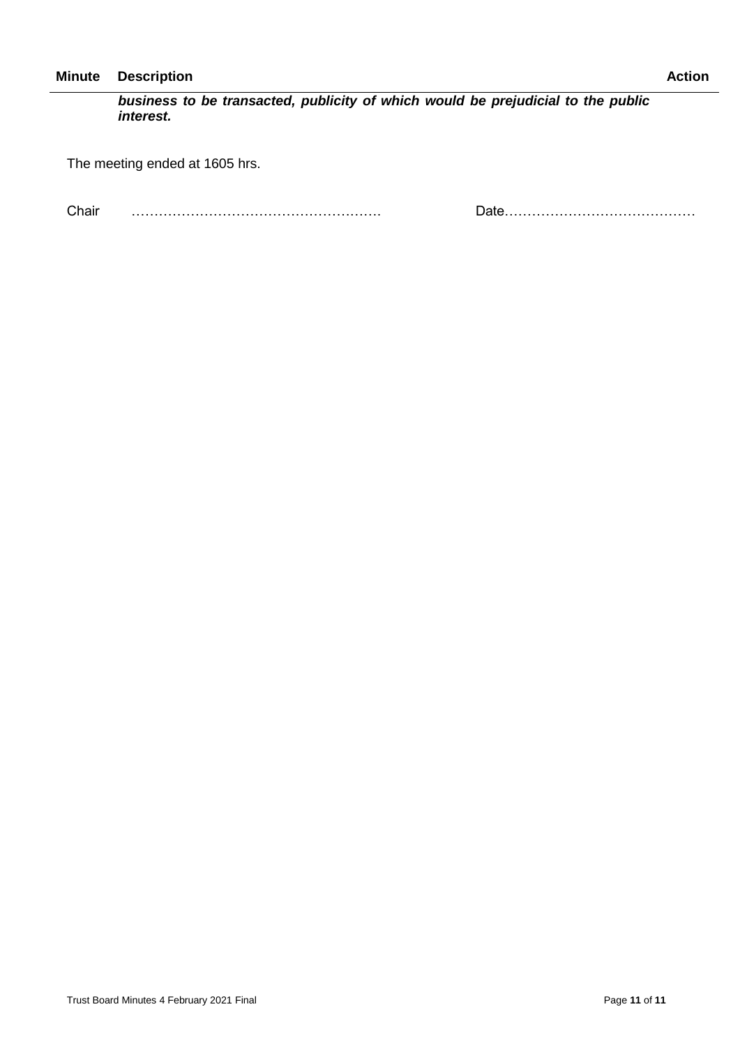| Minute | Description | Action |
|---|---|---|
| | ***business to be transacted, publicity of which would be prejudicial to the public interest.*** | |

The meeting ended at 1605 hrs.

Chair ……………………………………………… Date……………………………………